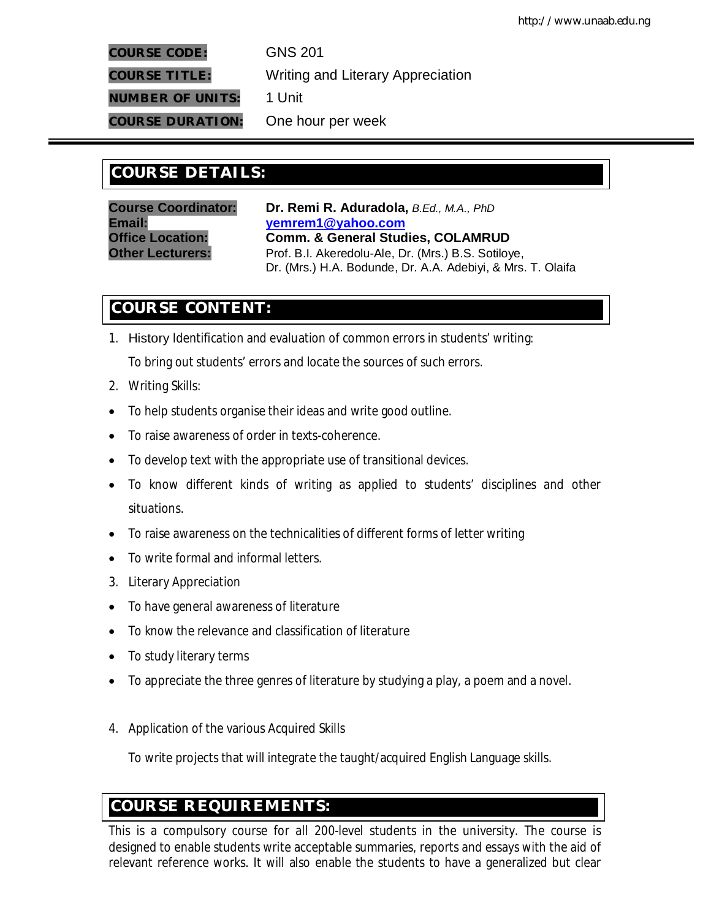| | |
|---|---|
| **COURSE CODE:** | GNS 201 |
| **COURSE TITLE:** | Writing and Literary Appreciation |
| **NUMBER OF UNITS:** | 1 Unit |
| **COURSE DURATION:** | One hour per week |

## COURSE DETAILS:

| | |
|---|---|
| **Course Coordinator:** | **Dr. Remi R. Aduradola,** *B.Ed., M.A., PhD* |
| **Email:** | **yemrem1@yahoo.com** |
| **Office Location:** | **Comm. & General Studies, COLAMRUD** |
| **Other Lecturers:** | Prof. B.I. Akeredolu-Ale, Dr. (Mrs.) B.S. Sotiloye, Dr. (Mrs.) H.A. Bodunde, Dr. A.A. Adebiyi, & Mrs. T. Olaifa |

## COURSE CONTENT:

1. History Identification and evaluation of common errors in students' writing:

   To bring out students' errors and locate the sources of such errors.

2. Writing Skills:

- To help students organise their ideas and write good outline.
- To raise awareness of order in texts-coherence.
- To develop text with the appropriate use of transitional devices.
- To know different kinds of writing as applied to students' disciplines and other situations.
- To raise awareness on the technicalities of different forms of letter writing
- To write formal and informal letters.

3. Literary Appreciation

- To have general awareness of literature
- To know the relevance and classification of literature
- To study literary terms
- To appreciate the three genres of literature by studying a play, a poem and a novel.

4. Application of the various Acquired Skills

   To write projects that will integrate the taught/acquired English Language skills.

## COURSE REQUIREMENTS:

This is a compulsory course for all 200-level students in the university. The course is designed to enable students write acceptable summaries, reports and essays with the aid of relevant reference works. It will also enable the students to have a generalized but clear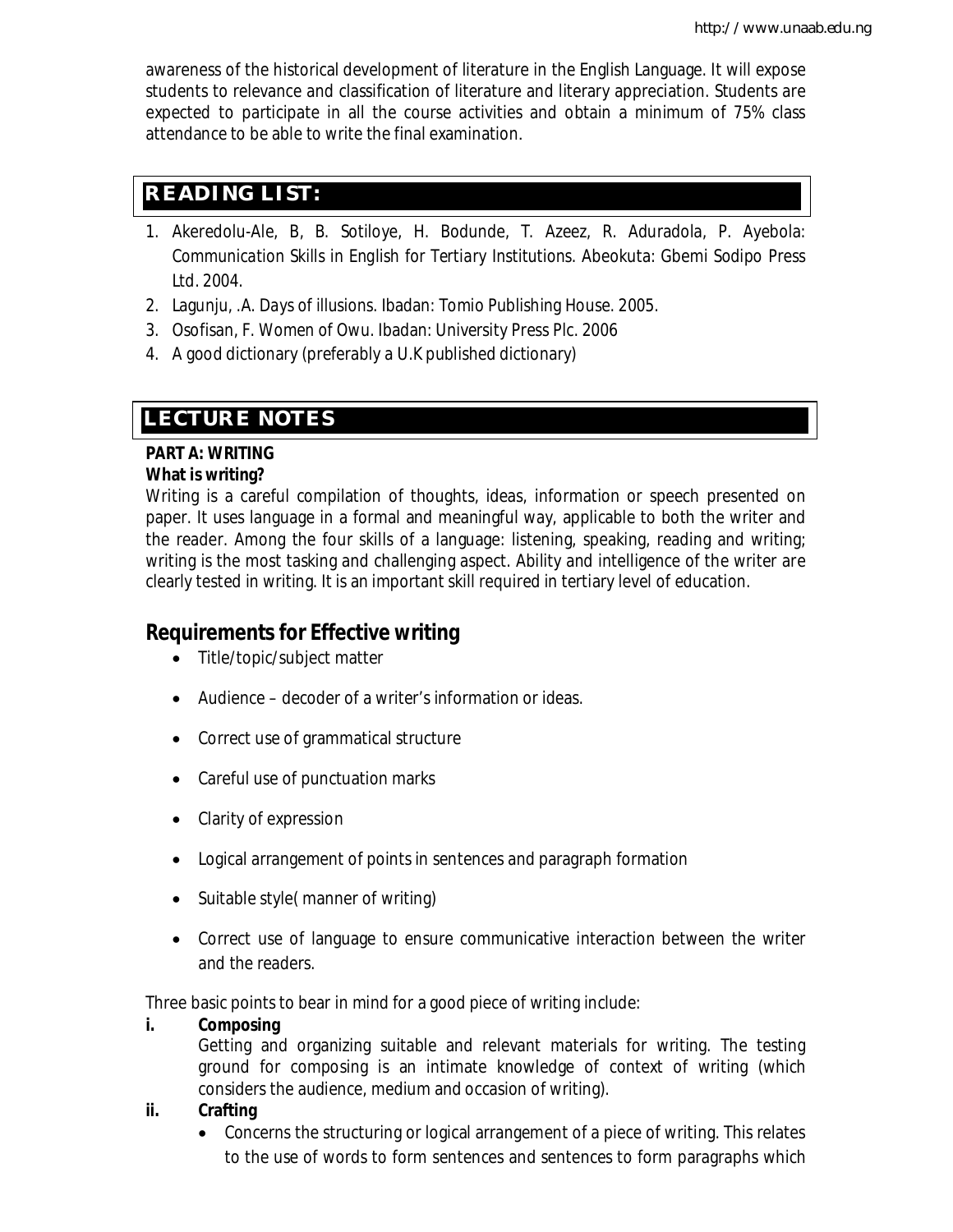awareness of the historical development of literature in the English Language. It will expose students to relevance and classification of literature and literary appreciation. Students are expected to participate in all the course activities and obtain a minimum of 75% class attendance to be able to write the final examination.

## READING LIST:

1. Akeredolu-Ale, B, B. Sotiloye, H. Bodunde, T. Azeez, R. Aduradola, P. Ayebola: Communication Skills in English for Tertiary Institutions. Abeokuta: Gbemi Sodipo Press Ltd. 2004.
2. Lagunju, .A. Days of illusions. Ibadan: Tomio Publishing House. 2005.
3. Osofisan, F. Women of Owu. Ibadan: University Press Plc. 2006
4. A good dictionary (preferably a U.K published dictionary)

## LECTURE NOTES

**PART A: WRITING**

**What is writing?**

Writing is a careful compilation of thoughts, ideas, information or speech presented on paper. It uses language in a formal and meaningful way, applicable to both the writer and the reader. Among the four skills of a language: listening, speaking, reading and writing; writing is the most tasking and challenging aspect. Ability and intelligence of the writer are clearly tested in writing. It is an important skill required in tertiary level of education.

### Requirements for Effective writing

- Title/topic/subject matter
- Audience – decoder of a writer's information or ideas.
- Correct use of grammatical structure
- Careful use of punctuation marks
- Clarity of expression
- Logical arrangement of points in sentences and paragraph formation
- Suitable style( manner of writing)
- Correct use of language to ensure communicative interaction between the writer and the readers.

Three basic points to bear in mind for a good piece of writing include:

**i. Composing**

Getting and organizing suitable and relevant materials for writing. The testing ground for composing is an intimate knowledge of context of writing (which considers the audience, medium and occasion of writing).

**ii. Crafting**

- Concerns the structuring or logical arrangement of a piece of writing. This relates to the use of words to form sentences and sentences to form paragraphs which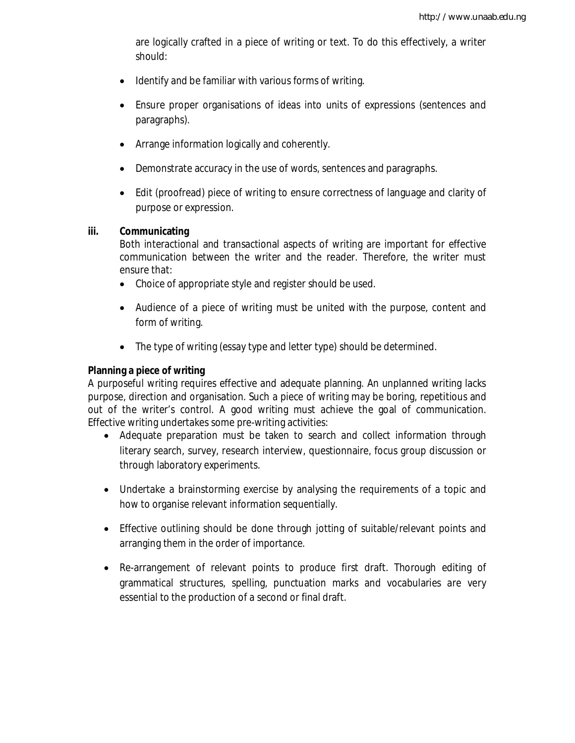are logically crafted in a piece of writing or text. To do this effectively, a writer should:

- Identify and be familiar with various forms of writing.
- Ensure proper organisations of ideas into units of expressions (sentences and paragraphs).
- Arrange information logically and coherently.
- Demonstrate accuracy in the use of words, sentences and paragraphs.
- Edit (proofread) piece of writing to ensure correctness of language and clarity of purpose or expression.

**iii. Communicating**

Both interactional and transactional aspects of writing are important for effective communication between the writer and the reader. Therefore, the writer must ensure that:

- Choice of appropriate style and register should be used.
- Audience of a piece of writing must be united with the purpose, content and form of writing.
- The type of writing (essay type and letter type) should be determined.

**Planning a piece of writing**

A purposeful writing requires effective and adequate planning. An unplanned writing lacks purpose, direction and organisation. Such a piece of writing may be boring, repetitious and out of the writer's control. A good writing must achieve the goal of communication. Effective writing undertakes some pre-writing activities:

- Adequate preparation must be taken to search and collect information through literary search, survey, research interview, questionnaire, focus group discussion or through laboratory experiments.
- Undertake a brainstorming exercise by analysing the requirements of a topic and how to organise relevant information sequentially.
- Effective outlining should be done through jotting of suitable/relevant points and arranging them in the order of importance.
- Re-arrangement of relevant points to produce first draft. Thorough editing of grammatical structures, spelling, punctuation marks and vocabularies are very essential to the production of a second or final draft.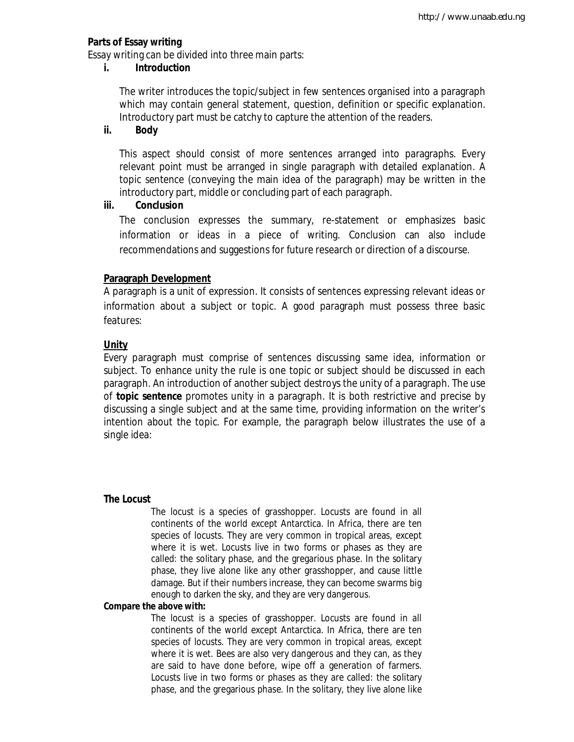**Parts of Essay writing**

Essay writing can be divided into three main parts:

i. **Introduction**

The writer introduces the topic/subject in few sentences organised into a paragraph which may contain general statement, question, definition or specific explanation. Introductory part must be catchy to capture the attention of the readers.

ii. **Body**

This aspect should consist of more sentences arranged into paragraphs. Every relevant point must be arranged in single paragraph with detailed explanation. A topic sentence (conveying the main idea of the paragraph) may be written in the introductory part, middle or concluding part of each paragraph.

iii. **Conclusion**

The conclusion expresses the summary, re-statement or emphasizes basic information or ideas in a piece of writing. Conclusion can also include recommendations and suggestions for future research or direction of a discourse.

**Paragraph Development**

A paragraph is a unit of expression. It consists of sentences expressing relevant ideas or information about a subject or topic. A good paragraph must possess three basic features:

**Unity**

Every paragraph must comprise of sentences discussing same idea, information or subject. To enhance unity the rule is one topic or subject should be discussed in each paragraph. An introduction of another subject destroys the unity of a paragraph. The use of **topic sentence** promotes unity in a paragraph. It is both restrictive and precise by discussing a single subject and at the same time, providing information on the writer's intention about the topic. For example, the paragraph below illustrates the use of a single idea:

**The Locust**

> The locust is a species of grasshopper. Locusts are found in all continents of the world except Antarctica. In Africa, there are ten species of locusts. They are very common in tropical areas, except where it is wet. Locusts live in two forms or phases as they are called: the solitary phase, and the gregarious phase. In the solitary phase, they live alone like any other grasshopper, and cause little damage. But if their numbers increase, they can become swarms big enough to darken the sky, and they are very dangerous.

**Compare the above with:**

> The locust is a species of grasshopper. Locusts are found in all continents of the world except Antarctica. In Africa, there are ten species of locusts. They are very common in tropical areas, except where it is wet. Bees are also very dangerous and they can, as they are said to have done before, wipe off a generation of farmers. Locusts live in two forms or phases as they are called: the solitary phase, and the gregarious phase. In the solitary, they live alone like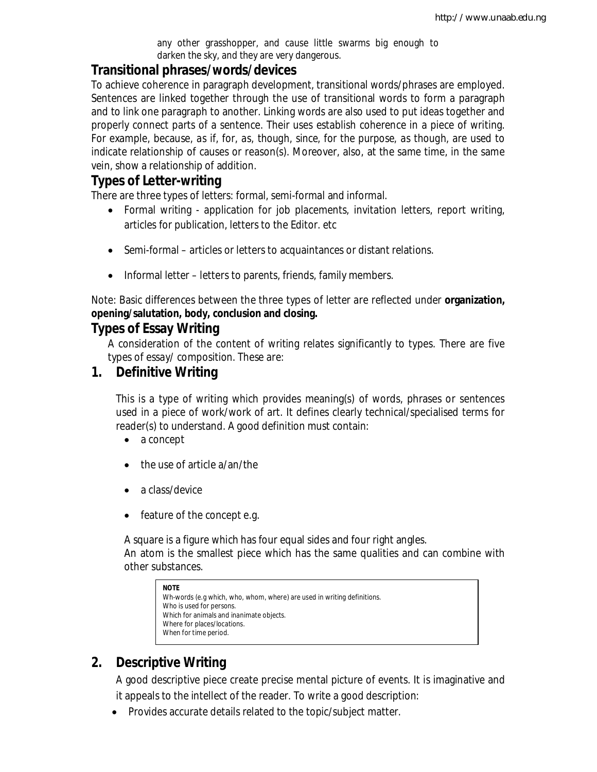any other grasshopper, and cause little swarms big enough to darken the sky, and they are very dangerous.

## Transitional phrases/words/devices

To achieve coherence in paragraph development, transitional words/phrases are employed. Sentences are linked together through the use of transitional words to form a paragraph and to link one paragraph to another. Linking words are also used to put ideas together and properly connect parts of a sentence. Their uses establish coherence in a piece of writing. For example, because, as if, for, as, though, since, for the purpose, as though, are used to indicate relationship of causes or reason(s). Moreover, also, at the same time, in the same vein, show a relationship of addition.

## Types of Letter-writing

There are three types of letters: formal, semi-formal and informal.

- Formal writing - application for job placements, invitation letters, report writing, articles for publication, letters to the Editor. etc
- Semi-formal – articles or letters to acquaintances or distant relations.
- Informal letter – letters to parents, friends, family members.

Note: Basic differences between the three types of letter are reflected under **organization, opening/salutation, body, conclusion and closing.**

## Types of Essay Writing

A consideration of the content of writing relates significantly to types. There are five types of essay/ composition. These are:

### 1. Definitive Writing

This is a type of writing which provides meaning(s) of words, phrases or sentences used in a piece of work/work of art. It defines clearly technical/specialised terms for reader(s) to understand. A good definition must contain:

- a concept
- the use of article a/an/the
- a class/device
- feature of the concept e.g.

A square is a figure which has four equal sides and four right angles.
An atom is the smallest piece which has the same qualities and can combine with other substances.

> **NOTE**
> Wh-words (e.g which, who, whom, where) are used in writing definitions.
> Who is used for persons.
> Which for animals and inanimate objects.
> Where for places/locations.
> When for time period.

### 2. Descriptive Writing

A good descriptive piece create precise mental picture of events. It is imaginative and it appeals to the intellect of the reader. To write a good description:

- Provides accurate details related to the topic/subject matter.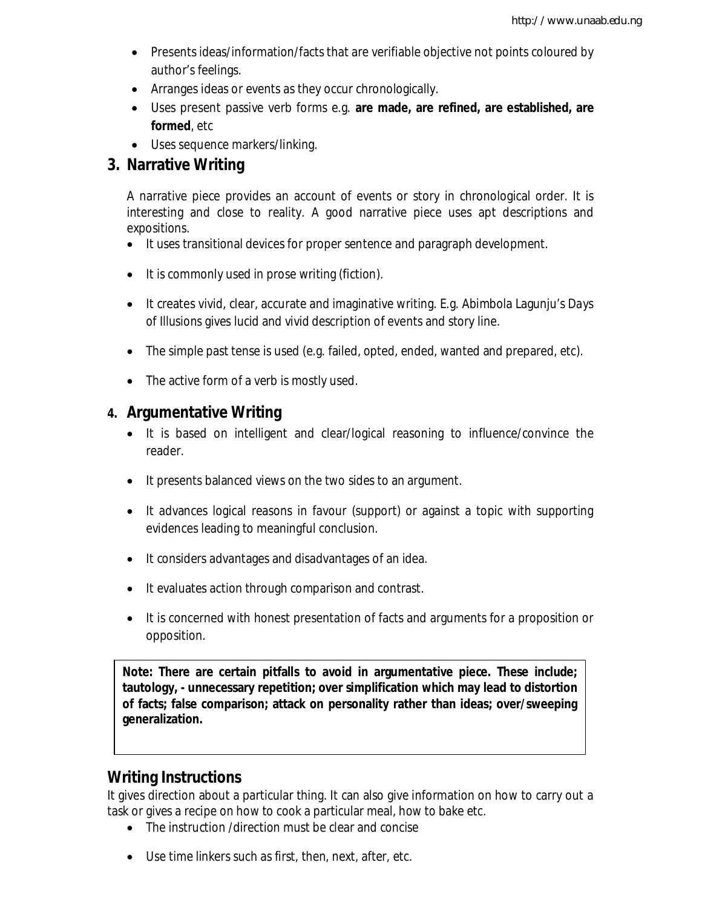- Presents ideas/information/facts that are verifiable objective not points coloured by author's feelings.
- Arranges ideas or events as they occur chronologically.
- Uses present passive verb forms e.g. **are made, are refined, are established, are formed**, etc
- Uses sequence markers/linking.

## 3. Narrative Writing

A narrative piece provides an account of events or story in chronological order. It is interesting and close to reality. A good narrative piece uses apt descriptions and expositions.

- It uses transitional devices for proper sentence and paragraph development.
- It is commonly used in prose writing (fiction).
- It creates vivid, clear, accurate and imaginative writing. E.g. Abimbola Lagunju's Days of Illusions gives lucid and vivid description of events and story line.
- The simple past tense is used (e.g. failed, opted, ended, wanted and prepared, etc).
- The active form of a verb is mostly used.

## 4. Argumentative Writing

- It is based on intelligent and clear/logical reasoning to influence/convince the reader.
- It presents balanced views on the two sides to an argument.
- It advances logical reasons in favour (support) or against a topic with supporting evidences leading to meaningful conclusion.
- It considers advantages and disadvantages of an idea.
- It evaluates action through comparison and contrast.
- It is concerned with honest presentation of facts and arguments for a proposition or opposition.

**Note: There are certain pitfalls to avoid in argumentative piece. These include; tautology, - unnecessary repetition; over simplification which may lead to distortion of facts; false comparison; attack on personality rather than ideas; over/sweeping generalization.**

## Writing Instructions

It gives direction about a particular thing. It can also give information on how to carry out a task or gives a recipe on how to cook a particular meal, how to bake etc.

- The instruction /direction must be clear and concise
- Use time linkers such as first, then, next, after, etc.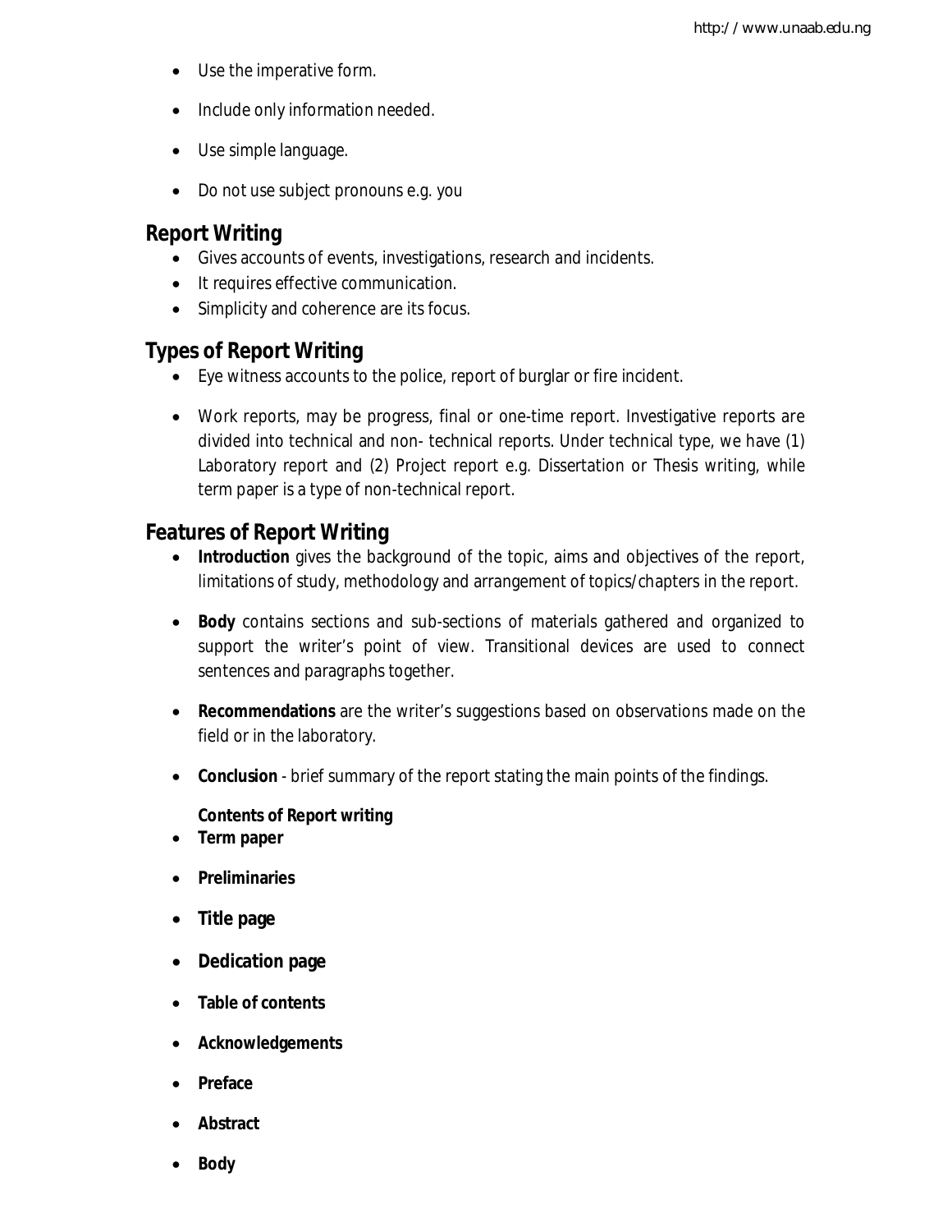- Use the imperative form.
- Include only information needed.
- Use simple language.
- Do not use subject pronouns e.g. you

## Report Writing

- Gives accounts of events, investigations, research and incidents.
- It requires effective communication.
- Simplicity and coherence are its focus.

## Types of Report Writing

- Eye witness accounts to the police, report of burglar or fire incident.
- Work reports, may be progress, final or one-time report. Investigative reports are divided into technical and non- technical reports. Under technical type, we have (1) Laboratory report and (2) Project report e.g. Dissertation or Thesis writing, while term paper is a type of non-technical report.

## Features of Report Writing

- **Introduction** gives the background of the topic, aims and objectives of the report, limitations of study, methodology and arrangement of topics/chapters in the report.
- **Body** contains sections and sub-sections of materials gathered and organized to support the writer's point of view. Transitional devices are used to connect sentences and paragraphs together.
- **Recommendations** are the writer's suggestions based on observations made on the field or in the laboratory.
- **Conclusion** - brief summary of the report stating the main points of the findings.

**Contents of Report writing**

- **Term paper**
- **Preliminaries**
- **Title page**
- **Dedication page**
- **Table of contents**
- **Acknowledgements**
- **Preface**
- **Abstract**
- **Body**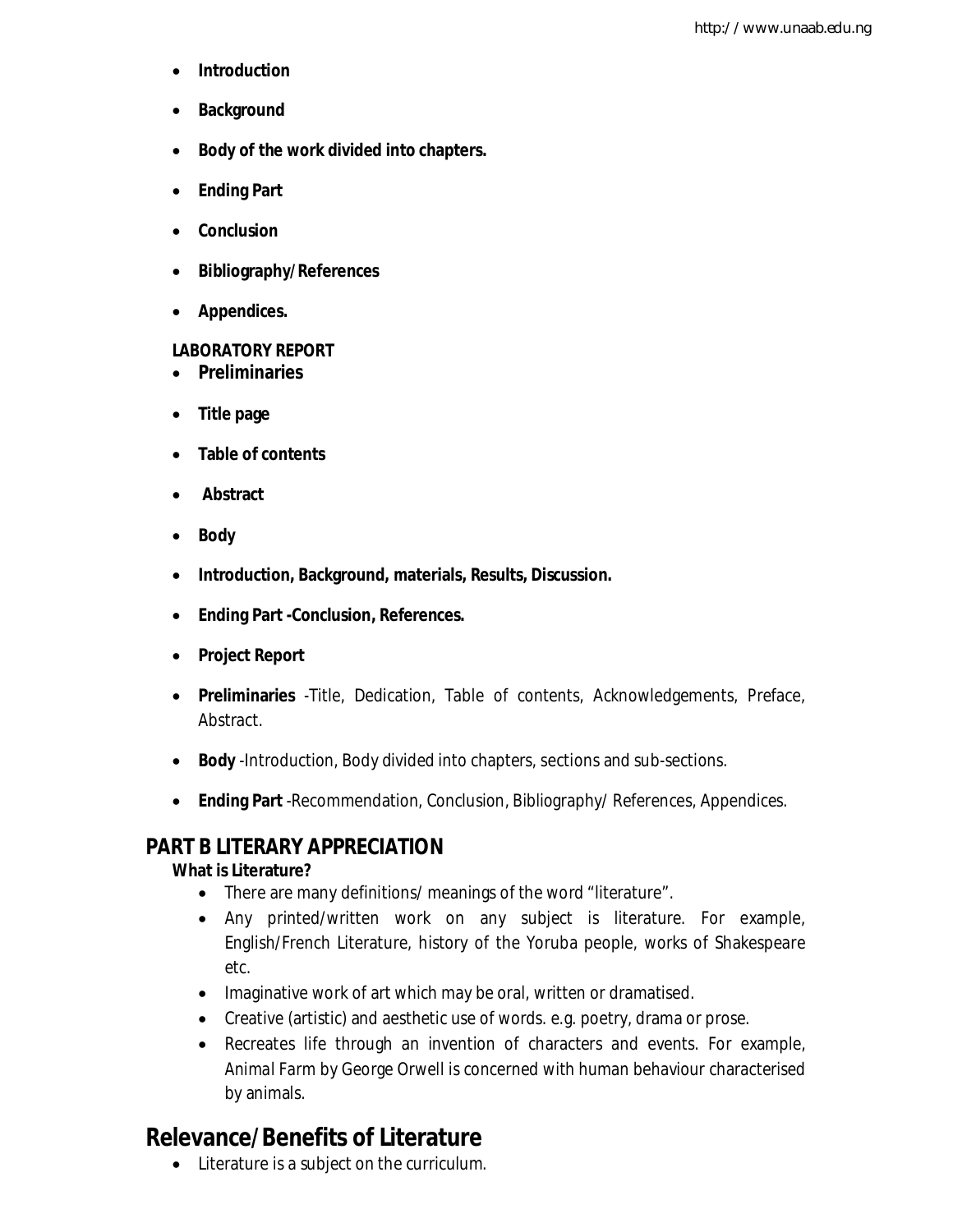- **Introduction**
- **Background**
- **Body of the work divided into chapters.**
- **Ending Part**
- **Conclusion**
- **Bibliography/References**
- **Appendices.**

**LABORATORY REPORT**

- **Preliminaries**
- **Title page**
- **Table of contents**
- **Abstract**
- **Body**
- **Introduction, Background, materials, Results, Discussion.**
- **Ending Part -Conclusion, References.**
- **Project Report**
- **Preliminaries** -Title, Dedication, Table of contents, Acknowledgements, Preface, Abstract.
- **Body** -Introduction, Body divided into chapters, sections and sub-sections.
- **Ending Part** -Recommendation, Conclusion, Bibliography/ References, Appendices.

## PART B LITERARY APPRECIATION

**What is Literature?**

- There are many definitions/ meanings of the word "literature".
- Any printed/written work on any subject is literature. For example, English/French Literature, history of the Yoruba people, works of Shakespeare etc.
- Imaginative work of art which may be oral, written or dramatised.
- Creative (artistic) and aesthetic use of words. e.g. poetry, drama or prose.
- Recreates life through an invention of characters and events. For example, *Animal Farm* by George Orwell is concerned with human behaviour characterised by animals.

# Relevance/Benefits of Literature

- Literature is a subject on the curriculum.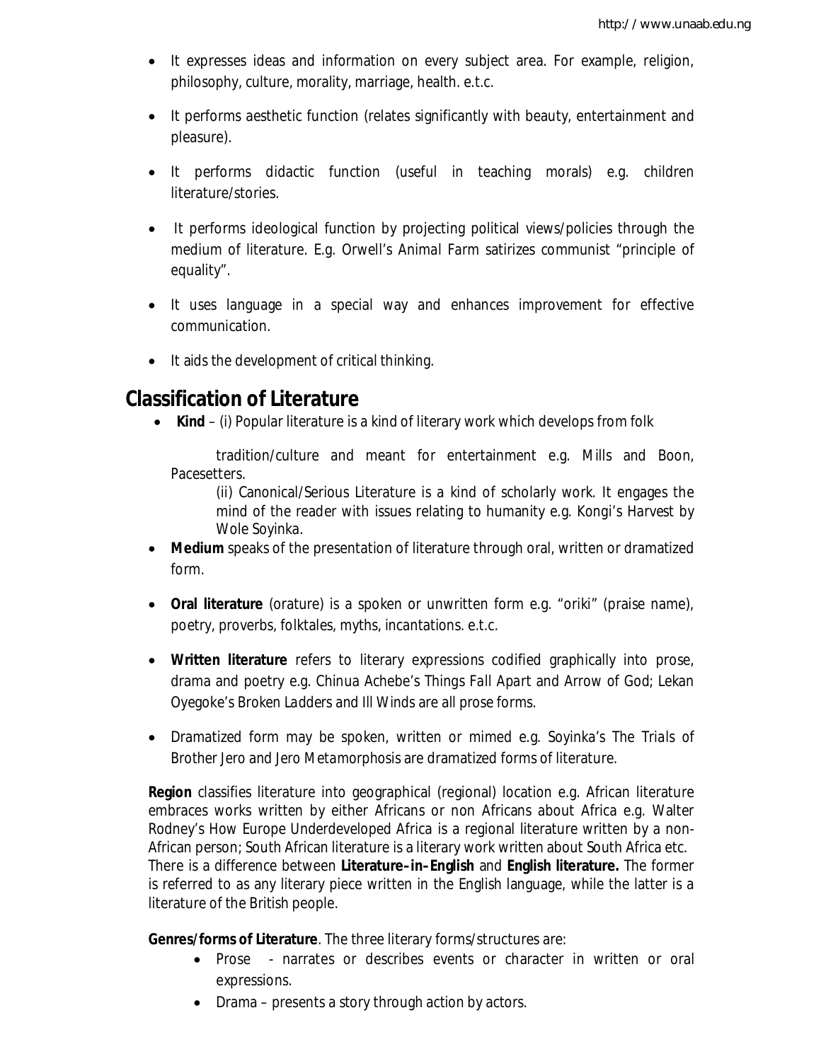- It expresses ideas and information on every subject area. For example, religion, philosophy, culture, morality, marriage, health. e.t.c.
- It performs aesthetic function (relates significantly with beauty, entertainment and pleasure).
- It performs didactic function (useful in teaching morals) e.g. children literature/stories.
- It performs ideological function by projecting political views/policies through the medium of literature. E.g. Orwell's *Animal Farm* satirizes communist "principle of equality".
- It uses language in a special way and enhances improvement for effective communication.
- It aids the development of critical thinking.

## Classification of Literature

- **Kind** – (i) Popular literature is a kind of literary work which develops from folk tradition/culture and meant for entertainment e.g. Mills and Boon, Pacesetters.

  (ii) Canonical/Serious Literature is a kind of scholarly work. It engages the mind of the reader with issues relating to humanity e.g. Kongi's Harvest by Wole Soyinka.
- **Medium** speaks of the presentation of literature through oral, written or dramatized form.
- **Oral literature** (orature) is a spoken or unwritten form e.g. "oriki" (praise name), poetry, proverbs, folktales, myths, incantations. e.t.c.
- **Written literature** refers to literary expressions codified graphically into prose, drama and poetry e.g. Chinua Achebe's *Things Fall Apart* and *Arrow of God*; Lekan Oyegoke's *Broken Ladders* and *Ill Winds* are all prose forms.
- Dramatized form may be spoken, written or mimed e.g. Soyinka's *The Trials of Brother Jero* and *Jero Metamorphosis* are dramatized forms of literature.

**Region** classifies literature into geographical (regional) location e.g. African literature embraces works written by either Africans or non Africans about Africa e.g. Walter Rodney's How Europe Underdeveloped Africa is a regional literature written by a non-African person; South African literature is a literary work written about South Africa etc. There is a difference between **Literature–in–English** and **English literature.** The former is referred to as any literary piece written in the English language, while the latter is a literature of the British people.

**Genres/forms of Literature**. The three literary forms/structures are:

- Prose - narrates or describes events or character in written or oral expressions.
- Drama – presents a story through action by actors.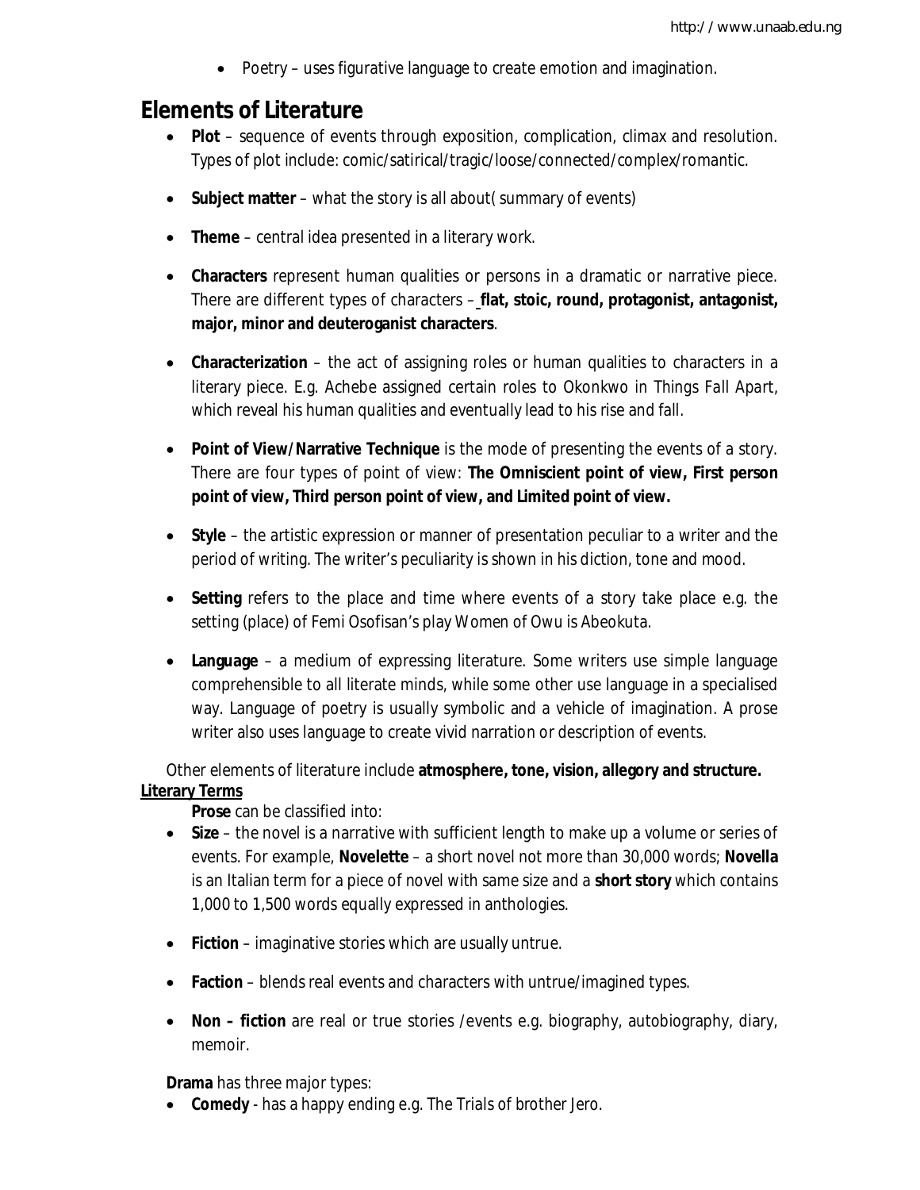- Poetry – uses figurative language to create emotion and imagination.

## Elements of Literature

- **Plot** – sequence of events through exposition, complication, climax and resolution. Types of plot include: comic/satirical/tragic/loose/connected/complex/romantic.
- **Subject matter** – what the story is all about( summary of events)
- **Theme** – central idea presented in a literary work.
- **Characters** represent human qualities or persons in a dramatic or narrative piece. There are different types of characters – **flat, stoic, round, protagonist, antagonist, major, minor and deuteroganist characters**.
- **Characterization** – the act of assigning roles or human qualities to characters in a literary piece. E.g. Achebe assigned certain roles to Okonkwo in Things Fall Apart, which reveal his human qualities and eventually lead to his rise and fall.
- **Point of View/Narrative Technique** is the mode of presenting the events of a story. There are four types of point of view: **The Omniscient point of view, First person point of view, Third person point of view, and Limited point of view.**
- **Style** – the artistic expression or manner of presentation peculiar to a writer and the period of writing. The writer's peculiarity is shown in his diction, tone and mood.
- **Setting** refers to the place and time where events of a story take place e.g. the setting (place) of Femi Osofisan's play Women of Owu is Abeokuta.
- **Language** – a medium of expressing literature. Some writers use simple language comprehensible to all literate minds, while some other use language in a specialised way. Language of poetry is usually symbolic and a vehicle of imagination. A prose writer also uses language to create vivid narration or description of events.

Other elements of literature include **atmosphere, tone, vision, allegory and structure.**

**Literary Terms**

**Prose** can be classified into:

- **Size** – the novel is a narrative with sufficient length to make up a volume or series of events. For example, **Novelette** – a short novel not more than 30,000 words; **Novella** is an Italian term for a piece of novel with same size and a **short story** which contains 1,000 to 1,500 words equally expressed in anthologies.
- **Fiction** – imaginative stories which are usually untrue.
- **Faction** – blends real events and characters with untrue/imagined types.
- **Non – fiction** are real or true stories /events e.g. biography, autobiography, diary, memoir.

**Drama** has three major types:

- **Comedy** - has a happy ending e.g. The Trials of brother Jero.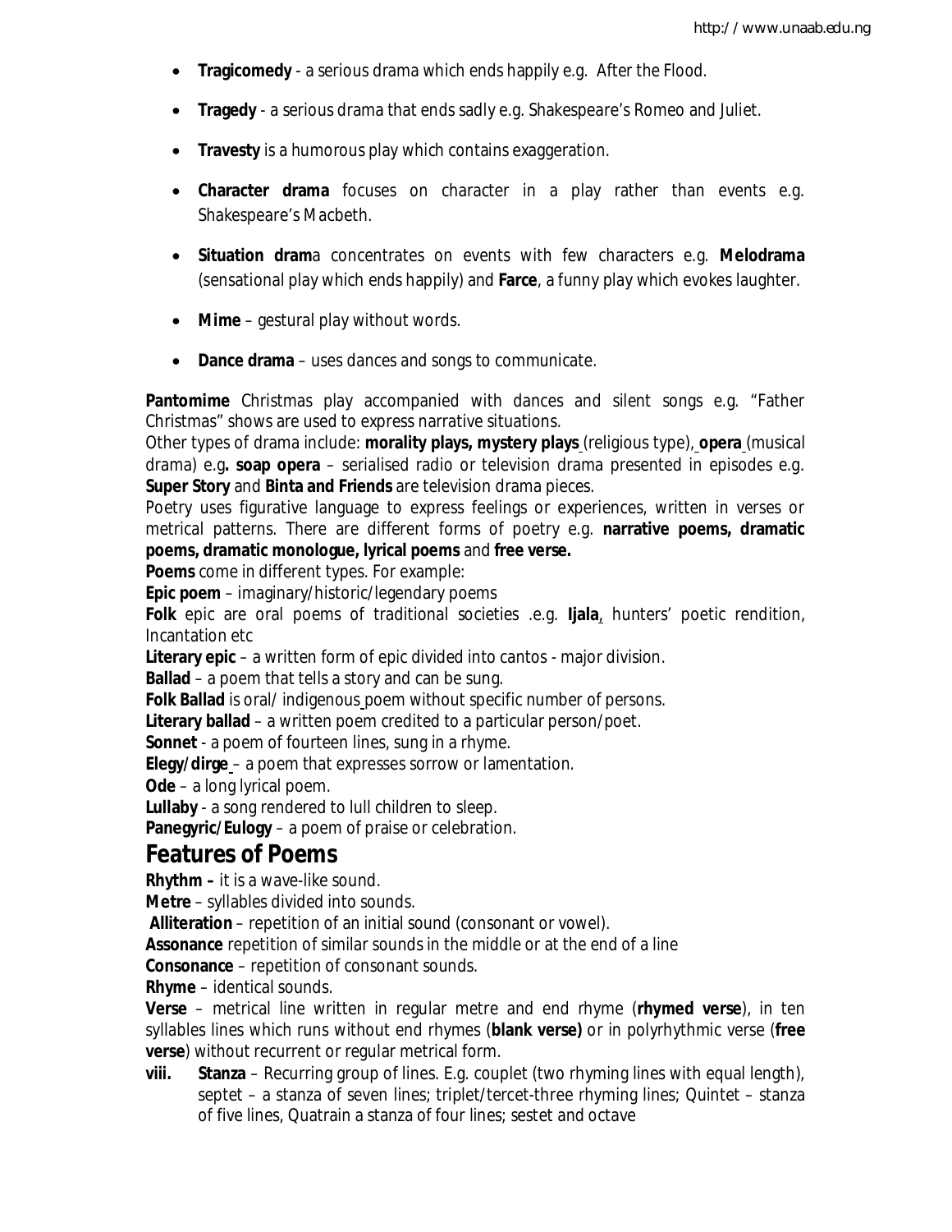- **Tragicomedy** - a serious drama which ends happily e.g. After the Flood.
- **Tragedy** - a serious drama that ends sadly e.g. Shakespeare's Romeo and Juliet.
- **Travesty** is a humorous play which contains exaggeration.
- **Character drama** focuses on character in a play rather than events e.g. Shakespeare's Macbeth.
- **Situation dram**a concentrates on events with few characters e.g. **Melodrama** (sensational play which ends happily) and **Farce**, a funny play which evokes laughter.
- **Mime** – gestural play without words.
- **Dance drama** – uses dances and songs to communicate.

**Pantomime** Christmas play accompanied with dances and silent songs e.g. "Father Christmas" shows are used to express narrative situations.
Other types of drama include: **morality plays, mystery plays** (religious type), **opera** (musical drama) e.g**. soap opera** – serialised radio or television drama presented in episodes e.g. **Super Story** and **Binta and Friends** are television drama pieces.
Poetry uses figurative language to express feelings or experiences, written in verses or metrical patterns. There are different forms of poetry e.g. **narrative poems, dramatic poems, dramatic monologue, lyrical poems** and **free verse.**
**Poems** come in different types. For example:
**Epic poem** – imaginary/historic/legendary poems
**Folk** epic are oral poems of traditional societies .e.g. **Ijala**, hunters' poetic rendition, Incantation etc
**Literary epic** – a written form of epic divided into cantos - major division.
**Ballad** – a poem that tells a story and can be sung.
**Folk Ballad** is oral/ indigenous poem without specific number of persons.
**Literary ballad** – a written poem credited to a particular person/poet.
**Sonnet** - a poem of fourteen lines, sung in a rhyme.
**Elegy/dirge** – a poem that expresses sorrow or lamentation.
**Ode** – a long lyrical poem.
**Lullaby** - a song rendered to lull children to sleep.
**Panegyric/Eulogy** – a poem of praise or celebration.

## Features of Poems

**Rhythm –** it is a wave-like sound.
**Metre** – syllables divided into sounds.
**Alliteration** – repetition of an initial sound (consonant or vowel).
**Assonance** repetition of similar sounds in the middle or at the end of a line
**Consonance** – repetition of consonant sounds.
**Rhyme** – identical sounds.
**Verse** – metrical line written in regular metre and end rhyme (**rhymed verse**), in ten syllables lines which runs without end rhymes (**blank verse)** or in polyrhythmic verse (**free verse**) without recurrent or regular metrical form.

viii. **Stanza** – Recurring group of lines. E.g. couplet (two rhyming lines with equal length), septet – a stanza of seven lines; triplet/tercet-three rhyming lines; Quintet – stanza of five lines, Quatrain a stanza of four lines; sestet and octave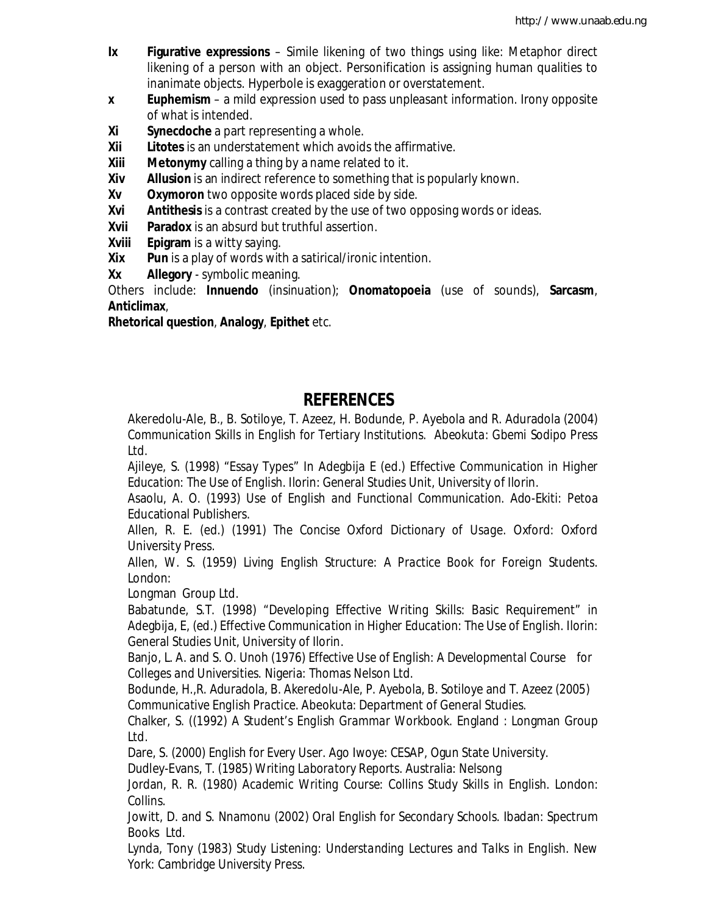**Ix** **Figurative expressions** – Simile likening of two things using like: Metaphor direct likening of a person with an object. Personification is assigning human qualities to inanimate objects. Hyperbole is exaggeration or overstatement.

**x** **Euphemism** – a mild expression used to pass unpleasant information. Irony opposite of what is intended.

**Xi** **Synecdoche** a part representing a whole.

**Xii** **Litotes** is an understatement which avoids the affirmative.

**Xiii** **Metonymy** calling a thing by a name related to it.

**Xiv** **Allusion** is an indirect reference to something that is popularly known.

**Xv** **Oxymoron** two opposite words placed side by side.

**Xvi** **Antithesis** is a contrast created by the use of two opposing words or ideas.

**Xvii** **Paradox** is an absurd but truthful assertion.

**Xviii** **Epigram** is a witty saying.

**Xix** **Pun** is a play of words with a satirical/ironic intention.

**Xx** **Allegory** - symbolic meaning.

Others include: **Innuendo** (insinuation); **Onomatopoeia** (use of sounds), **Sarcasm**, **Anticlimax**,
**Rhetorical question**, **Analogy**, **Epithet** etc.

## REFERENCES

Akeredolu-Ale, B., B. Sotiloye, T. Azeez, H. Bodunde, P. Ayebola and R. Aduradola (2004) *Communication Skills in English for Tertiary Institutions*. Abeokuta: Gbemi Sodipo Press Ltd.

Ajileye, S. (1998) "Essay Types" In Adegbija E (ed.) *Effective Communication in Higher Education: The Use of English*. Ilorin: General Studies Unit, University of Ilorin.

Asaolu, A. O. (1993) *Use of English and Functional Communication*. Ado-Ekiti: Petoa Educational Publishers.

Allen, R. E. (ed.) (1991) *The Concise Oxford Dictionary of Usage*. Oxford: Oxford University Press.

Allen, W. S. (1959) *Living English Structure: A Practice Book for Foreign Students*. London:
Longman Group Ltd.

Babatunde, S.T. (1998) "Developing Effective Writing Skills: Basic Requirement" in Adegbija, E, (ed.) *Effective Communication in Higher Education: The Use of English*. Ilorin: General Studies Unit, University of Ilorin.

Banjo, L. A. and S. O. Unoh (1976) *Effective Use of English: A Developmental Course for Colleges and Universities*. Nigeria: Thomas Nelson Ltd.

Bodunde, H.,R. Aduradola, B. Akeredolu-Ale, P. Ayebola, B. Sotiloye and T. Azeez (2005) *Communicative English Practice*. Abeokuta: Department of General Studies.

Chalker, S. ((1992) *A Student's English Grammar Workbook*. England : Longman Group Ltd.

Dare, S. (2000) *English for Every User*. Ago Iwoye: CESAP, Ogun State University.

Dudley-Evans, T. (1985) *Writing Laboratory Reports*. Australia: Nelsong

Jordan, R. R. (1980) *Academic Writing Course: Collins Study Skills in English*. London: Collins.

Jowitt, D. and S. Nnamonu (2002) *Oral English for Secondary Schools*. Ibadan: Spectrum Books Ltd.

Lynda, Tony (1983) *Study Listening: Understanding Lectures and Talks in English*. New York: Cambridge University Press.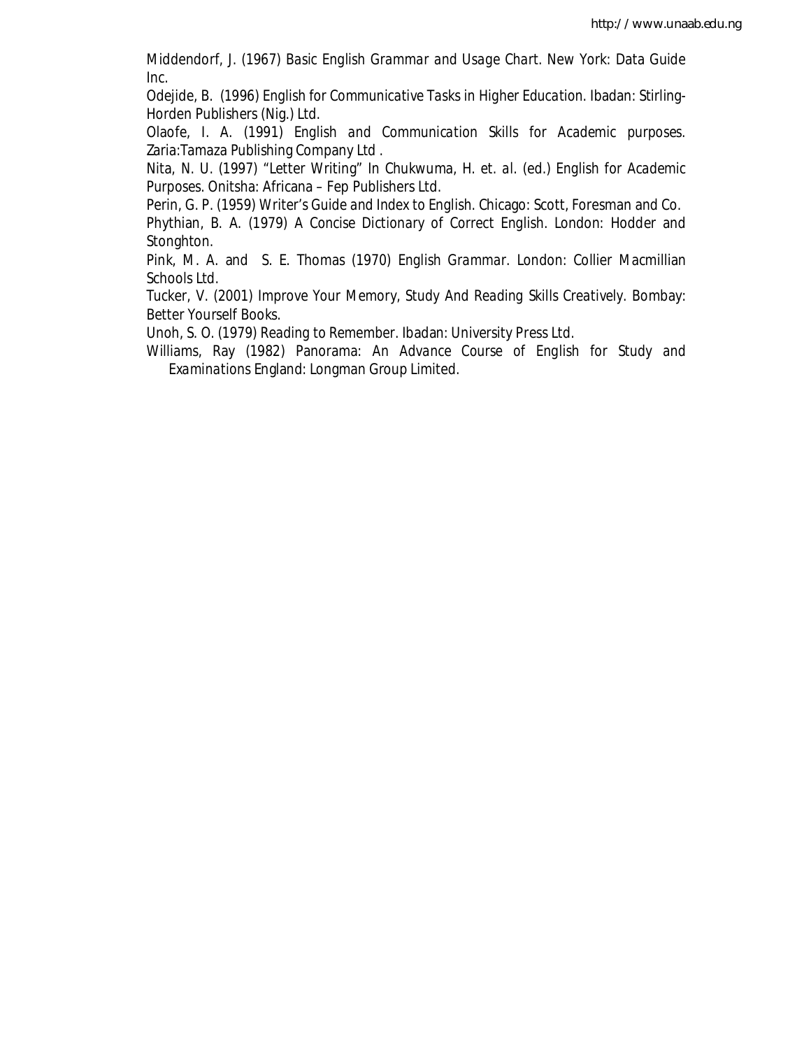Middendorf, J. (1967) *Basic English Grammar and Usage Chart*. New York: Data Guide Inc.

Odejide, B. (1996) *English for Communicative Tasks in Higher Education*. Ibadan: Stirling-Horden Publishers (Nig.) Ltd.

Olaofe, I. A. (1991) *English and Communication Skills for Academic purposes*. Zaria:Tamaza Publishing Company Ltd .

Nita, N. U. (1997) "Letter Writing" In Chukwuma, H. et. al. (ed.) *English for Academic Purposes*. Onitsha: Africana – Fep Publishers Ltd.

Perin, G. P. (1959) *Writer's Guide and Index to English*. Chicago: Scott, Foresman and Co.

Phythian, B. A. (1979) *A Concise Dictionary of Correct English*. London: Hodder and Stonghton.

Pink, M. A. and S. E. Thomas (1970) *English Grammar*. London: Collier Macmillian Schools Ltd.

Tucker, V. (2001) *Improve Your Memory, Study And Reading Skills Creatively*. Bombay: Better Yourself Books.

Unoh, S. O. (1979) *Reading to Remember*. Ibadan: University Press Ltd.

Williams, Ray (1982) *Panorama: An Advance Course of English for Study and Examinations* England: Longman Group Limited.